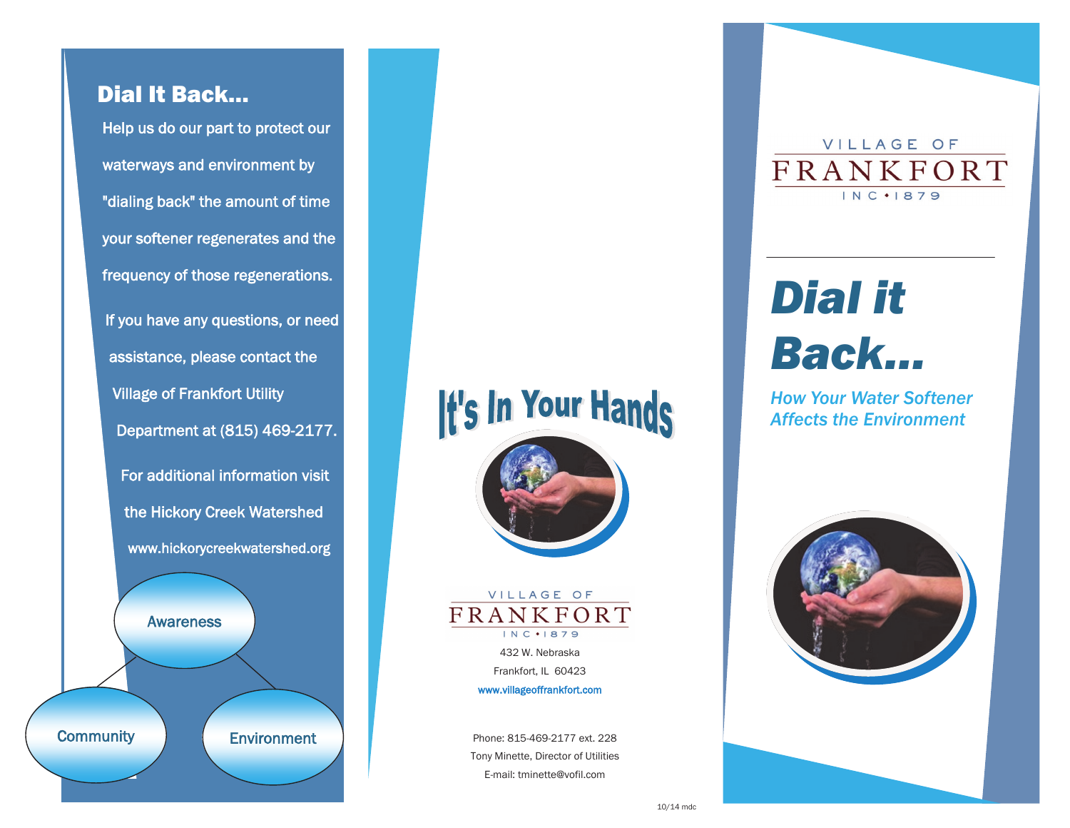## Dial It Back...

Help us do our part to protect our waterways and environment by "dialing back" the amount of time your softener regenerates and the frequency of those regenerations.

If you have any questions, or need assistance, please contact the Village of Frankfort Utility Department at (815) 469-2177.

For additional information visit the Hickory Creek Watershed www.hickorycreekwatershed.org

Awareness

Community

Environment

## It's In Your Hands

VILLAGE OF
FRANKFORT
INC • 1879

432 W. Nebraska
Frankfort, IL 60423
www.villageoffrankfort.com

Phone: 815-469-2177 ext. 228
Tony Minette, Director of Utilities
E-mail: tminette@vofil.com

10/14 mdc

VILLAGE OF
FRANKFORT
INC • 1879

# Dial it Back...

*How Your Water Softener Affects the Environment*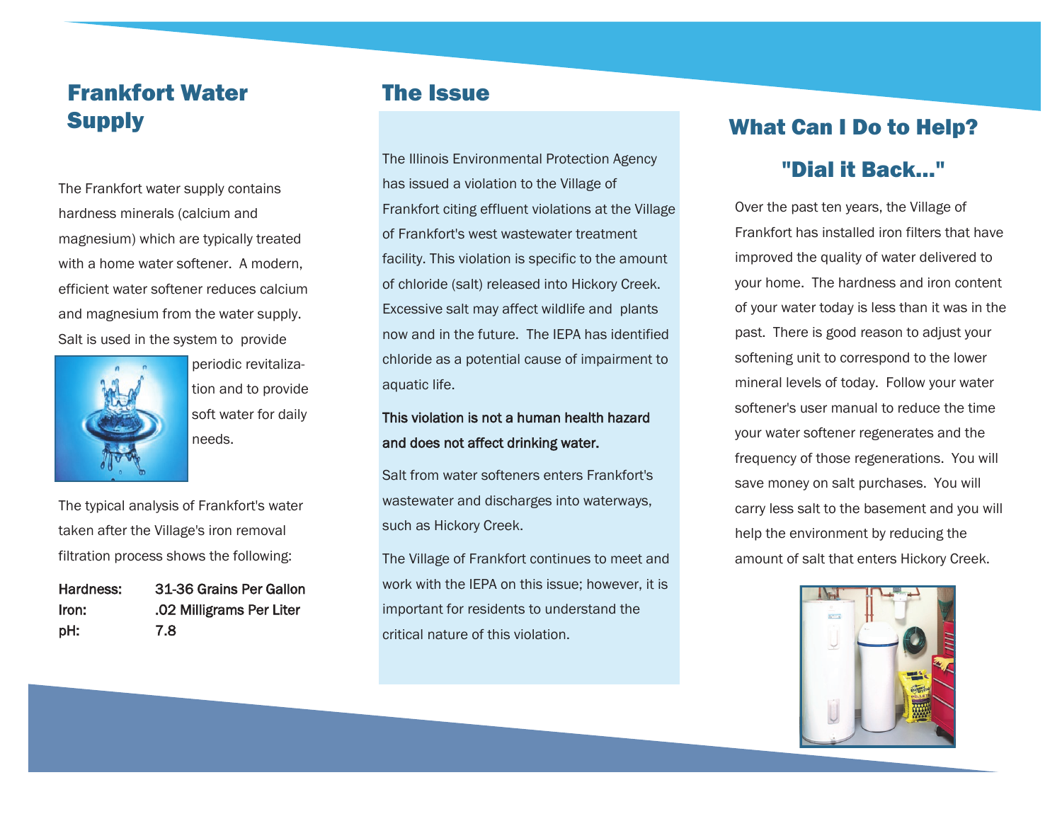## Frankfort Water Supply

The Frankfort water supply contains hardness minerals (calcium and magnesium) which are typically treated with a home water softener. A modern, efficient water softener reduces calcium and magnesium from the water supply. Salt is used in the system to provide periodic revitalization and to provide soft water for daily needs.

The typical analysis of Frankfort's water taken after the Village's iron removal filtration process shows the following:

| | |
|---|---|
| Hardness: | 31-36 Grains Per Gallon |
| Iron: | .02 Milligrams Per Liter |
| pH: | 7.8 |

## The Issue

The Illinois Environmental Protection Agency has issued a violation to the Village of Frankfort citing effluent violations at the Village of Frankfort's west wastewater treatment facility. This violation is specific to the amount of chloride (salt) released into Hickory Creek. Excessive salt may affect wildlife and plants now and in the future. The IEPA has identified chloride as a potential cause of impairment to aquatic life.

**This violation is not a human health hazard and does not affect drinking water.**

Salt from water softeners enters Frankfort's wastewater and discharges into waterways, such as Hickory Creek.

The Village of Frankfort continues to meet and work with the IEPA on this issue; however, it is important for residents to understand the critical nature of this violation.

## What Can I Do to Help?

## "Dial it Back..."

Over the past ten years, the Village of Frankfort has installed iron filters that have improved the quality of water delivered to your home. The hardness and iron content of your water today is less than it was in the past. There is good reason to adjust your softening unit to correspond to the lower mineral levels of today. Follow your water softener's user manual to reduce the time your water softener regenerates and the frequency of those regenerations. You will save money on salt purchases. You will carry less salt to the basement and you will help the environment by reducing the amount of salt that enters Hickory Creek.